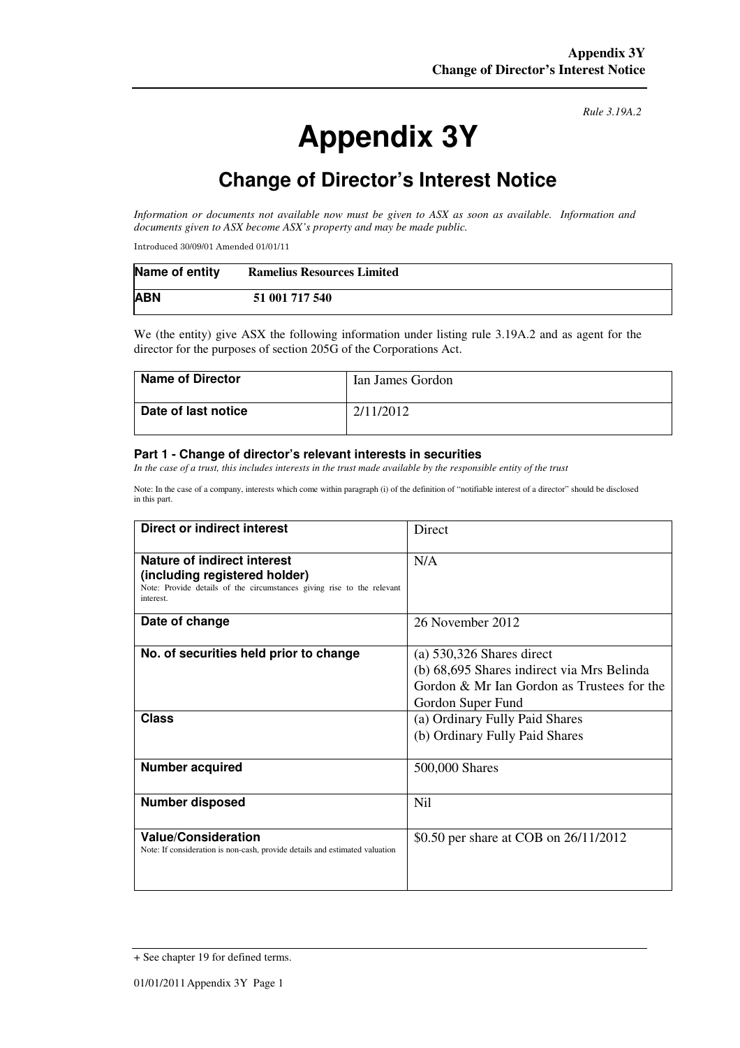*Rule 3.19A.2*

# Appendix 3Y

## Change of Director's Interest Notice

*Information or documents not available now must be given to ASX as soon as available. Information and documents given to ASX become ASX's property and may be made public.*

Introduced 30/09/01 Amended 01/01/11

| Name of entity | Ramelius Resources Limited |
|---|---|
| ABN | 51 001 717 540 |

We (the entity) give ASX the following information under listing rule 3.19A.2 and as agent for the director for the purposes of section 205G of the Corporations Act.

| Name of Director | Ian James Gordon |
|---|---|
| Date of last notice | 2/11/2012 |

### Part 1 - Change of director's relevant interests in securities

*In the case of a trust, this includes interests in the trust made available by the responsible entity of the trust*

Note: In the case of a company, interests which come within paragraph (i) of the definition of "notifiable interest of a director" should be disclosed in this part.

| Direct or indirect interest | Direct |
|---|---|
| **Nature of indirect interest (including registered holder)**<br>Note: Provide details of the circumstances giving rise to the relevant interest. | N/A |
| **Date of change** | 26 November 2012 |
| **No. of securities held prior to change** | (a) 530,326 Shares direct<br>(b) 68,695 Shares indirect via Mrs Belinda Gordon & Mr Ian Gordon as Trustees for the Gordon Super Fund |
| **Class** | (a) Ordinary Fully Paid Shares<br>(b) Ordinary Fully Paid Shares |
| **Number acquired** | 500,000 Shares |
| **Number disposed** | Nil |
| **Value/Consideration**<br>Note: If consideration is non-cash, provide details and estimated valuation | $0.50 per share at COB on 26/11/2012 |

+ See chapter 19 for defined terms.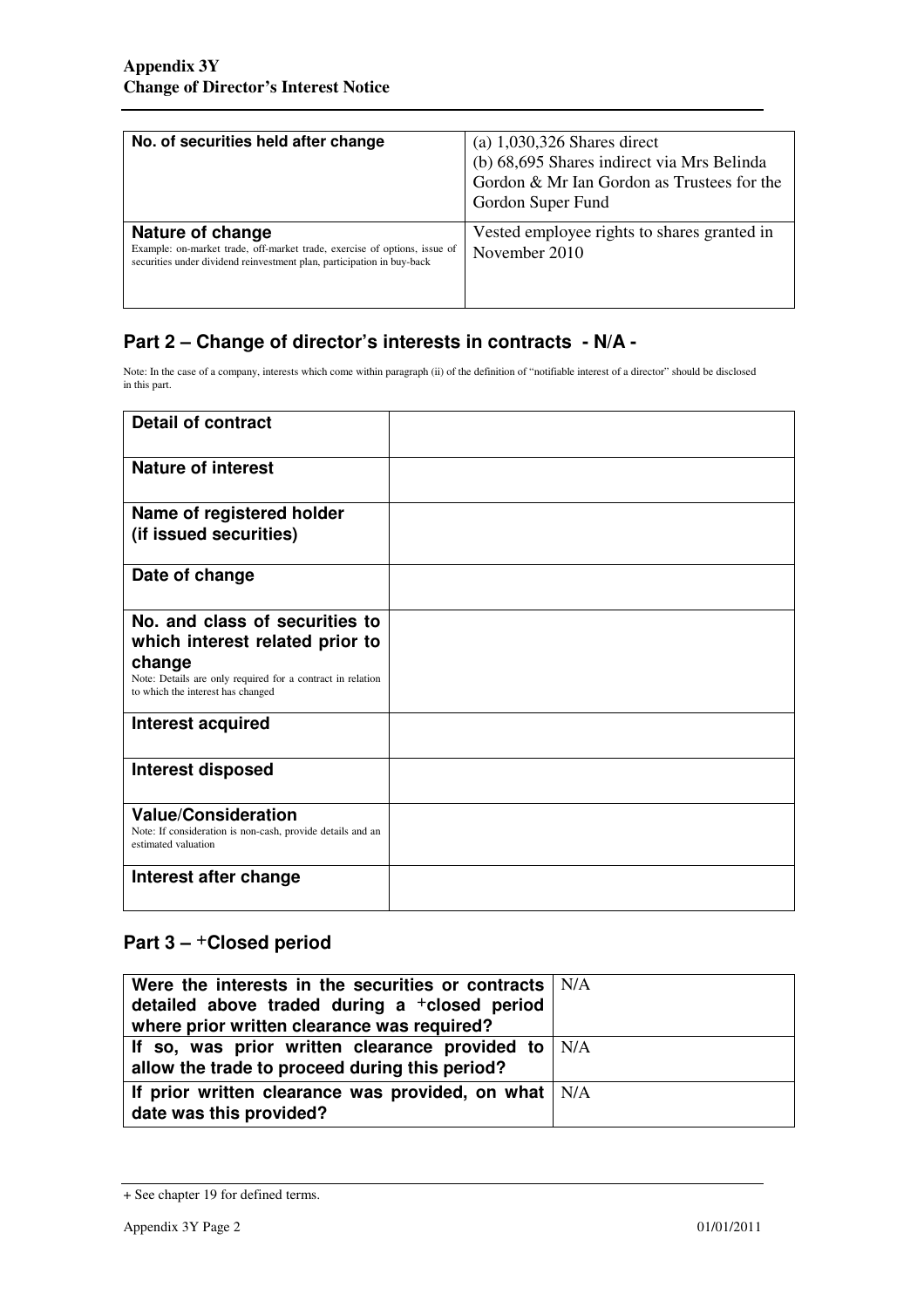| | |
|---|---|
| **No. of securities held after change** | (a) 1,030,326 Shares direct<br>(b) 68,695 Shares indirect via Mrs Belinda Gordon & Mr Ian Gordon as Trustees for the Gordon Super Fund |
| **Nature of change**<br>Example: on-market trade, off-market trade, exercise of options, issue of securities under dividend reinvestment plan, participation in buy-back | Vested employee rights to shares granted in November 2010 |

## Part 2 – Change of director's interests in contracts - N/A -

Note: In the case of a company, interests which come within paragraph (ii) of the definition of "notifiable interest of a director" should be disclosed in this part.

| | |
|---|---|
| **Detail of contract** | |
| **Nature of interest** | |
| **Name of registered holder (if issued securities)** | |
| **Date of change** | |
| **No. and class of securities to which interest related prior to change**<br>Note: Details are only required for a contract in relation to which the interest has changed | |
| **Interest acquired** | |
| **Interest disposed** | |
| **Value/Consideration**<br>Note: If consideration is non-cash, provide details and an estimated valuation | |
| **Interest after change** | |

## Part 3 – +Closed period

| | |
|---|---|
| **Were the interests in the securities or contracts detailed above traded during a +closed period where prior written clearance was required?** | N/A |
| **If so, was prior written clearance provided to allow the trade to proceed during this period?** | N/A |
| **If prior written clearance was provided, on what date was this provided?** | N/A |

+ See chapter 19 for defined terms.